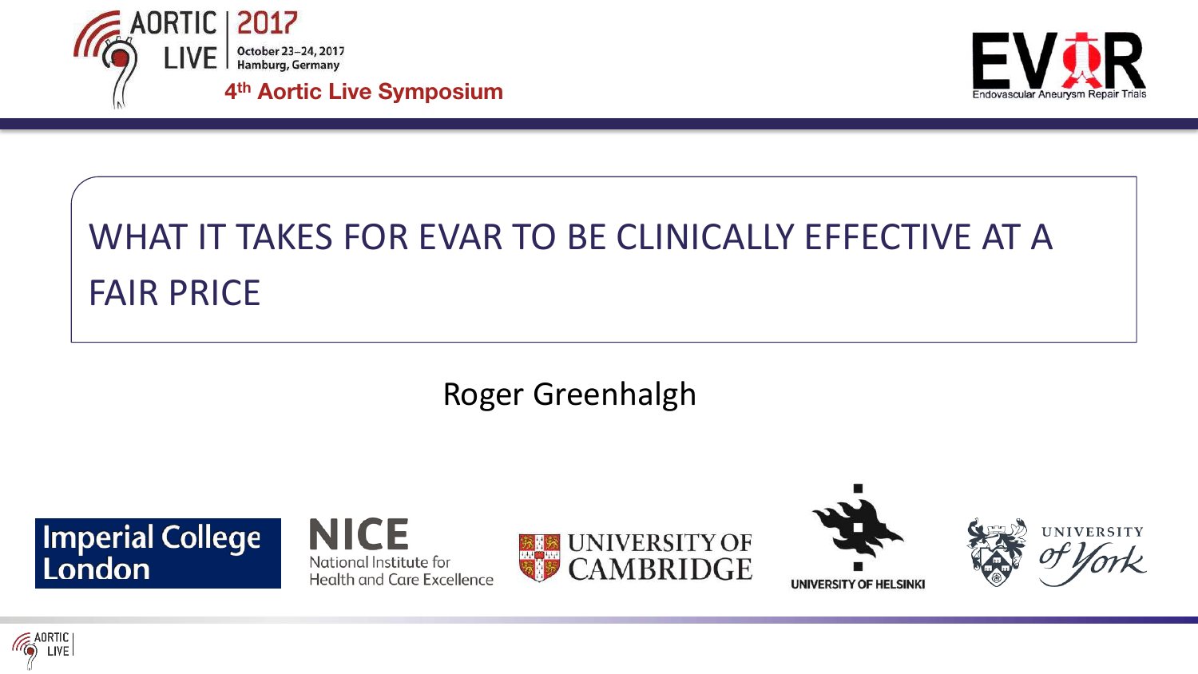AORTIC LIVE | 2017
October 23–24, 2017
Hamburg, Germany

4th Aortic Live Symposium

EVAR
Endovascular Aneurysm Repair Trials

# WHAT IT TAKES FOR EVAR TO BE CLINICALLY EFFECTIVE AT A FAIR PRICE

Roger Greenhalgh

Imperial College London

NICE
National Institute for Health and Care Excellence

UNIVERSITY OF CAMBRIDGE

UNIVERSITY OF HELSINKI

UNIVERSITY of York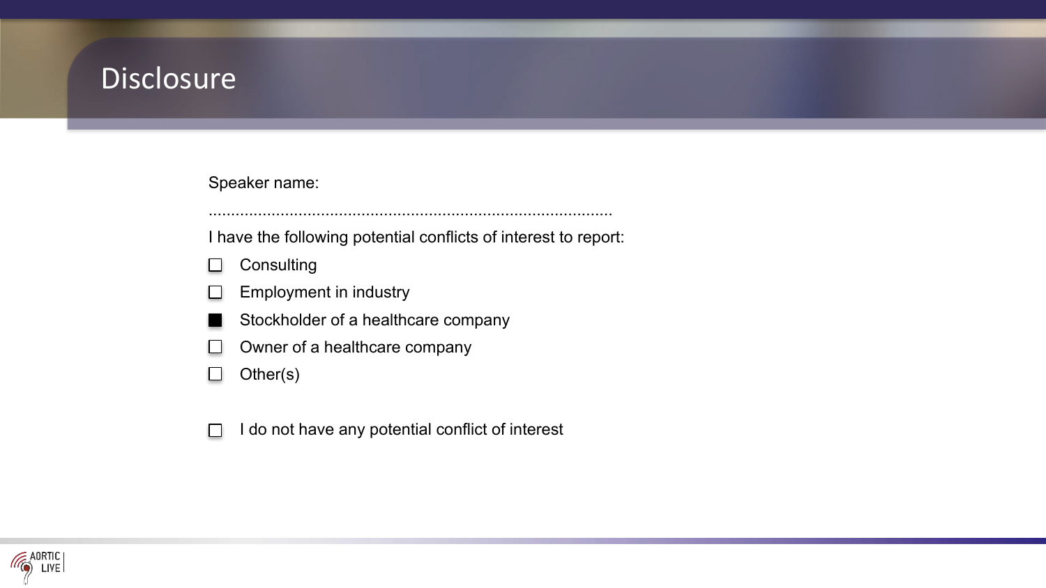# Disclosure

Speaker name:

.........................................................................................

I have the following potential conflicts of interest to report:

- [ ] Consulting
- [ ] Employment in industry
- [x] Stockholder of a healthcare company
- [ ] Owner of a healthcare company
- [ ] Other(s)

- [ ] I do not have any potential conflict of interest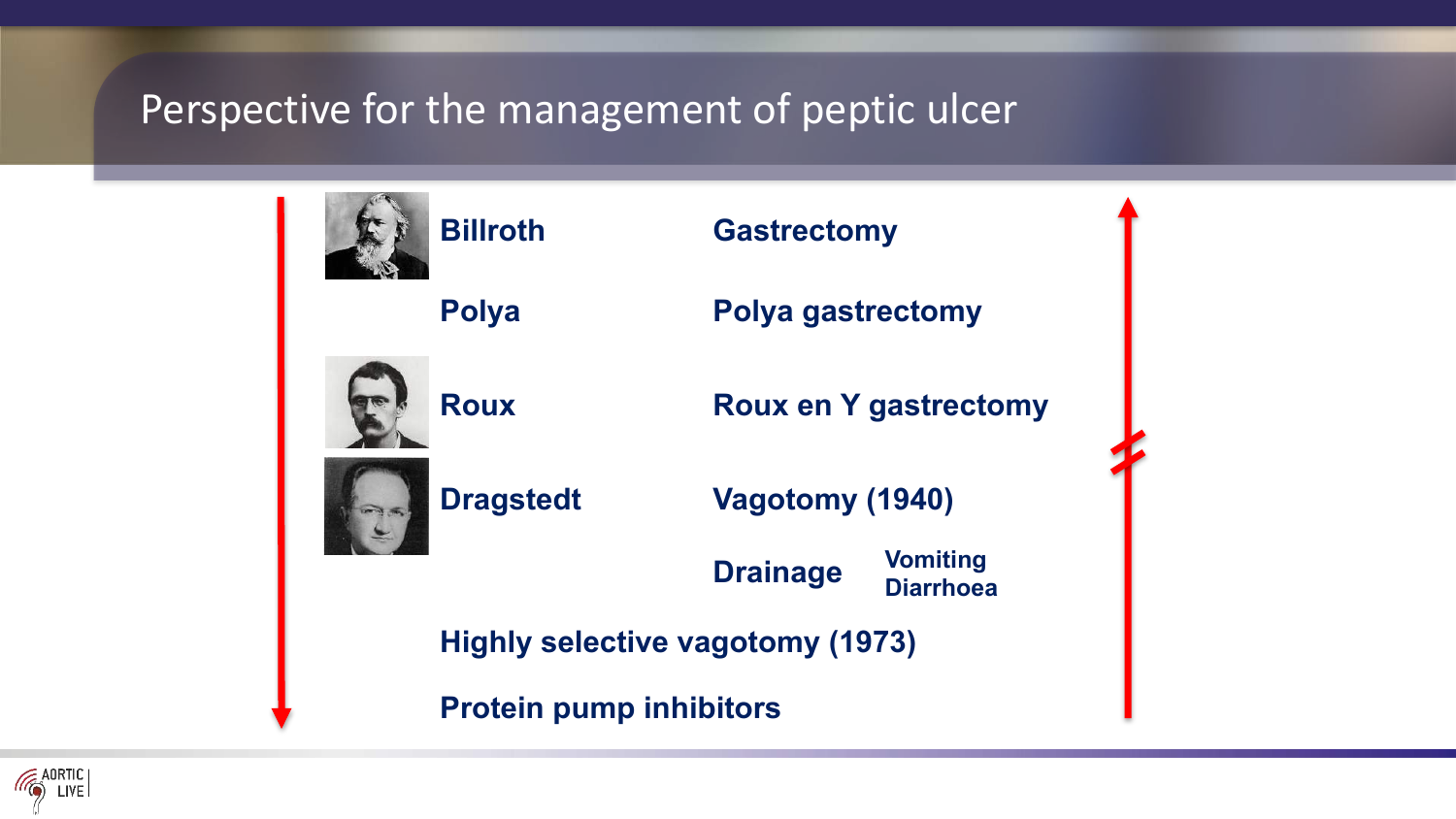# Perspective for the management of peptic ulcer

| | |
|---|---|
| **Billroth** | **Gastrectomy** |
| **Polya** | **Polya gastrectomy** |
| **Roux** | **Roux en Y gastrectomy** |
| **Dragstedt** | **Vagotomy (1940)** |
| | **Drainage** — **Vomiting**, **Diarrhoea** |

**Highly selective vagotomy (1973)**

**Protein pump inhibitors**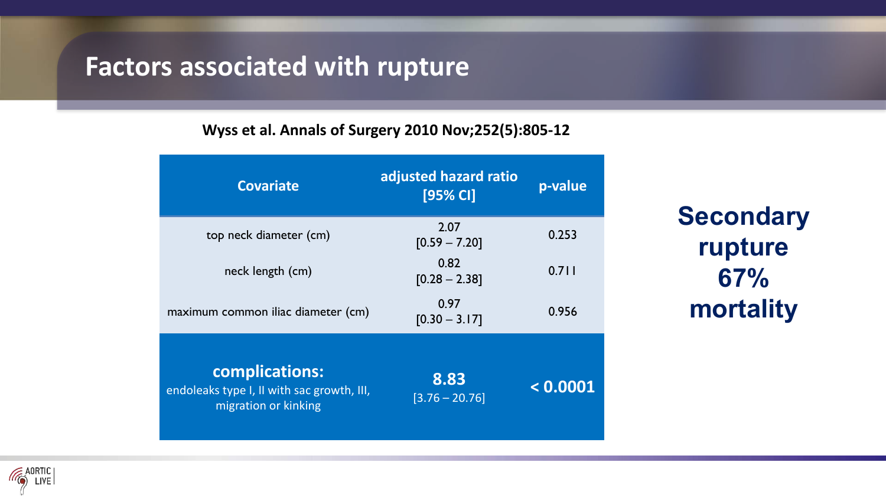# Factors associated with rupture

**Wyss et al. Annals of Surgery 2010 Nov;252(5):805-12**

| Covariate | adjusted hazard ratio [95% CI] | p-value |
|---|---|---|
| top neck diameter (cm) | 2.07 [0.59 – 7.20] | 0.253 |
| neck length (cm) | 0.82 [0.28 – 2.38] | 0.711 |
| maximum common iliac diameter (cm) | 0.97 [0.30 – 3.17] | 0.956 |
| **complications:** endoleaks type I, II with sac growth, III, migration or kinking | **8.83** [3.76 – 20.76] | **< 0.0001** |

**Secondary rupture 67% mortality**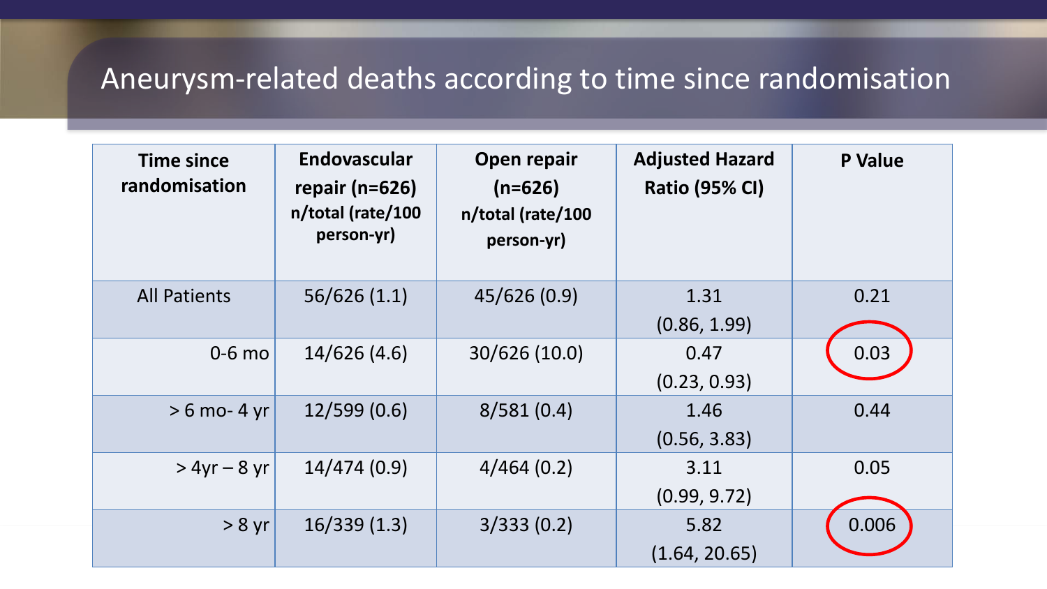# Aneurysm-related deaths according to time since randomisation

| Time since randomisation | Endovascular repair (n=626) n/total (rate/100 person-yr) | Open repair (n=626) n/total (rate/100 person-yr) | Adjusted Hazard Ratio (95% CI) | P Value |
|---|---|---|---|---|
| All Patients | 56/626 (1.1) | 45/626 (0.9) | 1.31 (0.86, 1.99) | 0.21 |
| 0-6 mo | 14/626 (4.6) | 30/626 (10.0) | 0.47 (0.23, 0.93) | 0.03 |
| > 6 mo- 4 yr | 12/599 (0.6) | 8/581 (0.4) | 1.46 (0.56, 3.83) | 0.44 |
| > 4yr – 8 yr | 14/474 (0.9) | 4/464 (0.2) | 3.11 (0.99, 9.72) | 0.05 |
| > 8 yr | 16/339 (1.3) | 3/333 (0.2) | 5.82 (1.64, 20.65) | 0.006 |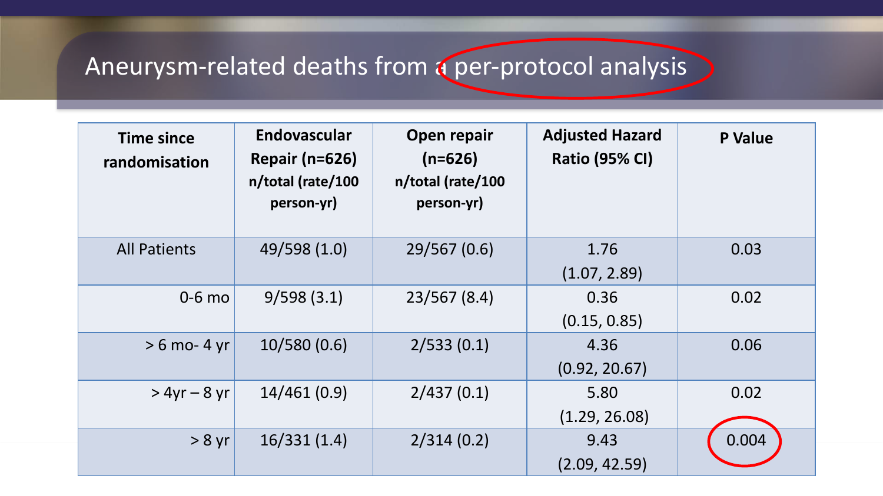# Aneurysm-related deaths from a per-protocol analysis

| Time since randomisation | Endovascular Repair (n=626) n/total (rate/100 person-yr) | Open repair (n=626) n/total (rate/100 person-yr) | Adjusted Hazard Ratio (95% CI) | P Value |
|---|---|---|---|---|
| All Patients | 49/598 (1.0) | 29/567 (0.6) | 1.76 (1.07, 2.89) | 0.03 |
| 0-6 mo | 9/598 (3.1) | 23/567 (8.4) | 0.36 (0.15, 0.85) | 0.02 |
| > 6 mo- 4 yr | 10/580 (0.6) | 2/533 (0.1) | 4.36 (0.92, 20.67) | 0.06 |
| > 4yr – 8 yr | 14/461 (0.9) | 2/437 (0.1) | 5.80 (1.29, 26.08) | 0.02 |
| > 8 yr | 16/331 (1.4) | 2/314 (0.2) | 9.43 (2.09, 42.59) | 0.004 |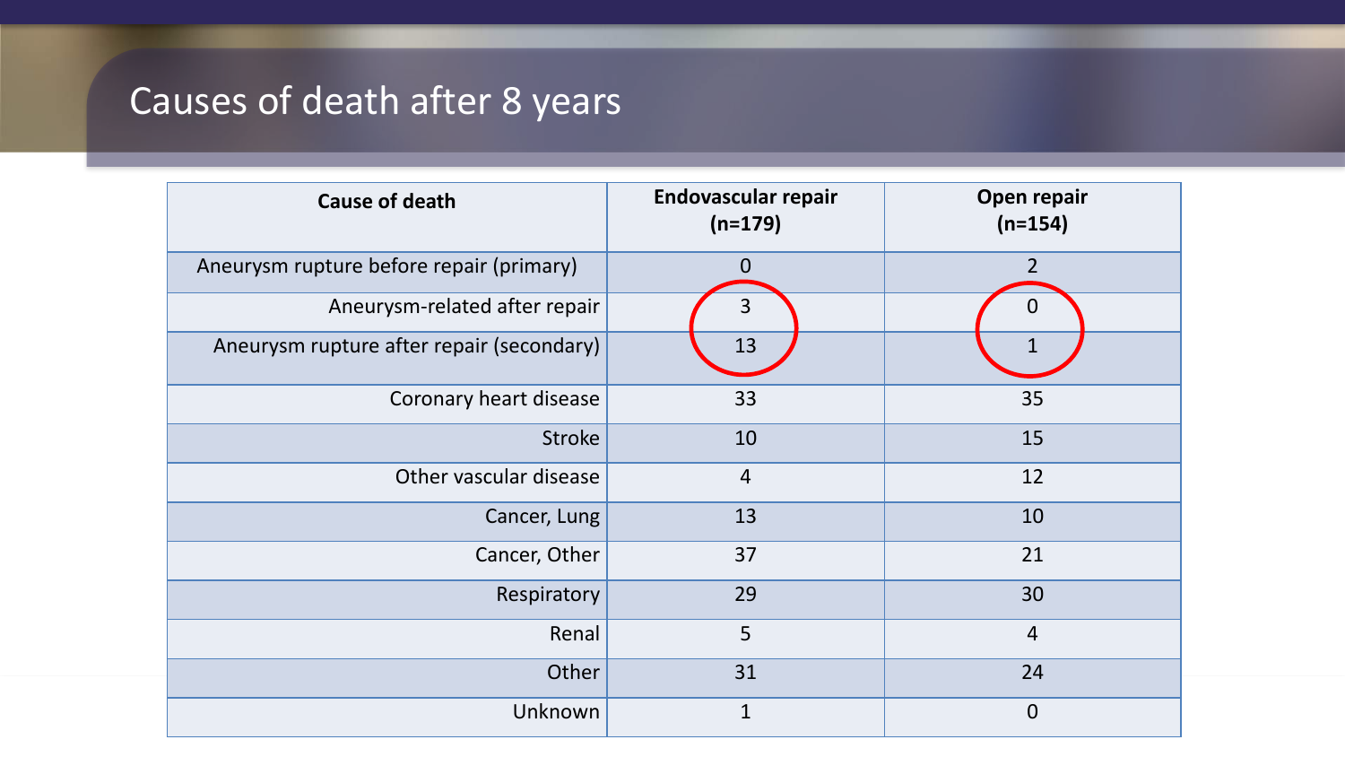# Causes of death after 8 years

| Cause of death | Endovascular repair (n=179) | Open repair (n=154) |
|---|---|---|
| Aneurysm rupture before repair (primary) | 0 | 2 |
| Aneurysm-related after repair | 3 | 0 |
| Aneurysm rupture after repair (secondary) | 13 | 1 |
| Coronary heart disease | 33 | 35 |
| Stroke | 10 | 15 |
| Other vascular disease | 4 | 12 |
| Cancer, Lung | 13 | 10 |
| Cancer, Other | 37 | 21 |
| Respiratory | 29 | 30 |
| Renal | 5 | 4 |
| Other | 31 | 24 |
| Unknown | 1 | 0 |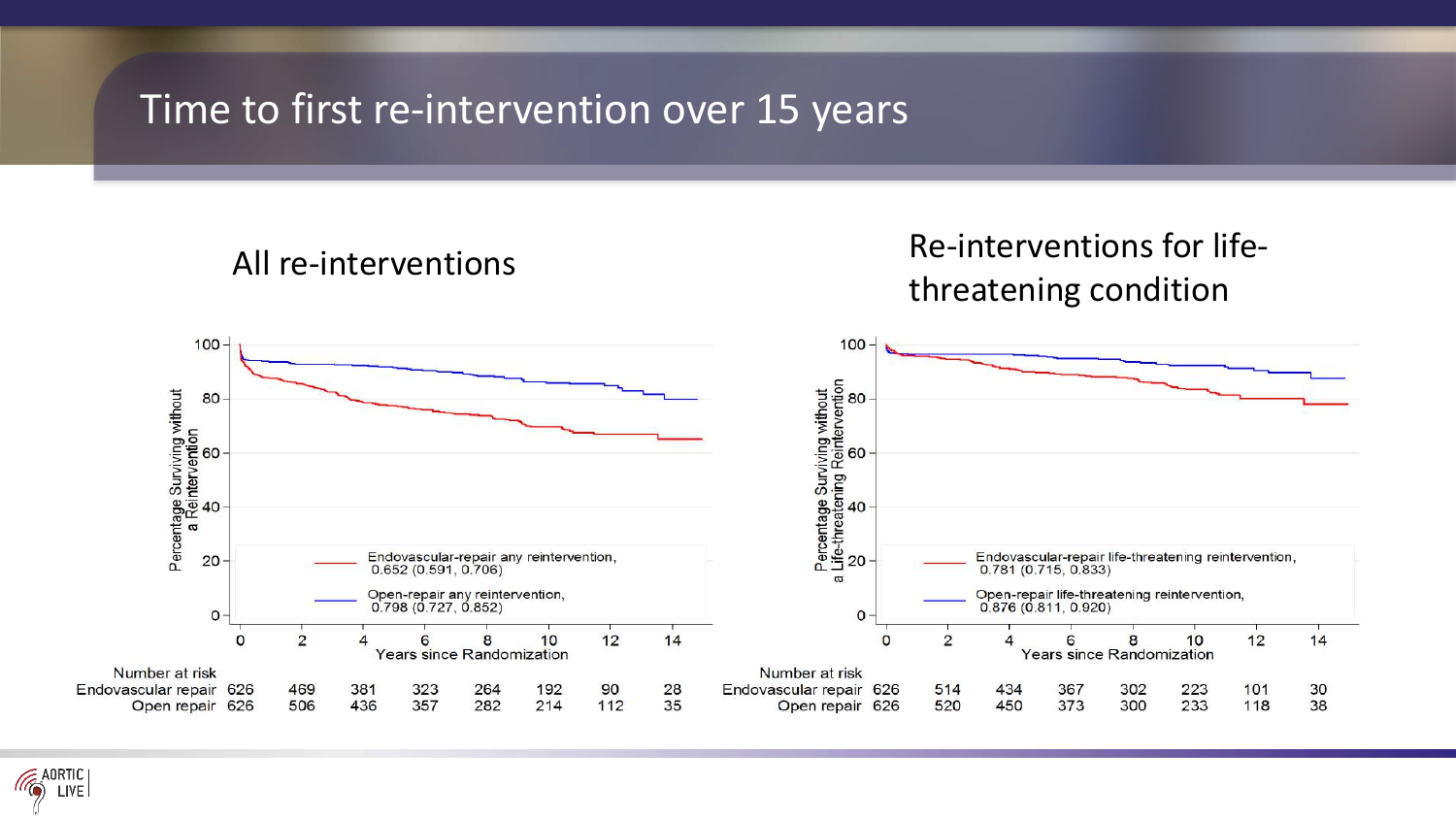# Time to first re-intervention over 15 years

## All re-interventions

Percentage Surviving without a Reintervention

Endovascular-repair any reintervention, 0.652 (0.591, 0.706)

Open-repair any reintervention, 0.798 (0.727, 0.852)

Years since Randomization

| Number at risk | 0 | 2 | 4 | 6 | 8 | 10 | 12 | 14 |
| --- | --- | --- | --- | --- | --- | --- | --- | --- |
| Endovascular repair | 626 | 469 | 381 | 323 | 264 | 192 | 90 | 28 |
| Open repair | 626 | 506 | 436 | 357 | 282 | 214 | 112 | 35 |

## Re-interventions for life-threatening condition

Percentage Surviving without a Life-threatening Reintervention

Endovascular-repair life-threatening reintervention, 0.781 (0.715, 0.833)

Open-repair life-threatening reintervention, 0.876 (0.811, 0.920)

Years since Randomization

| Number at risk | 0 | 2 | 4 | 6 | 8 | 10 | 12 | 14 |
| --- | --- | --- | --- | --- | --- | --- | --- | --- |
| Endovascular repair | 626 | 514 | 434 | 367 | 302 | 223 | 101 | 30 |
| Open repair | 626 | 520 | 450 | 373 | 300 | 233 | 118 | 38 |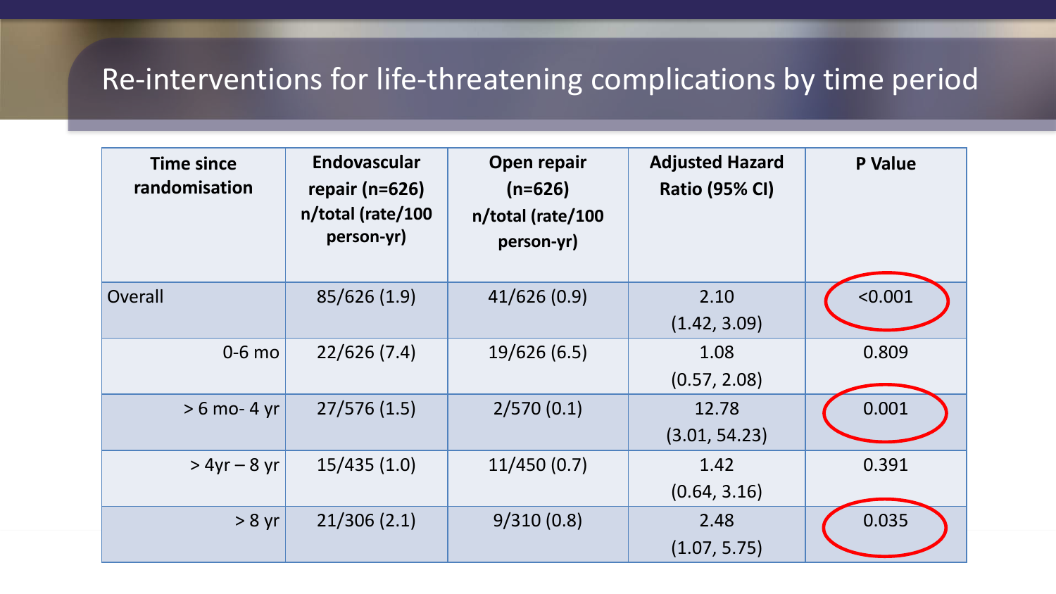# Re-interventions for life-threatening complications by time period

| Time since randomisation | Endovascular repair (n=626) n/total (rate/100 person-yr) | Open repair (n=626) n/total (rate/100 person-yr) | Adjusted Hazard Ratio (95% CI) | P Value |
|---|---|---|---|---|
| Overall | 85/626 (1.9) | 41/626 (0.9) | 2.10 (1.42, 3.09) | <0.001 |
| 0-6 mo | 22/626 (7.4) | 19/626 (6.5) | 1.08 (0.57, 2.08) | 0.809 |
| > 6 mo- 4 yr | 27/576 (1.5) | 2/570 (0.1) | 12.78 (3.01, 54.23) | 0.001 |
| > 4yr – 8 yr | 15/435 (1.0) | 11/450 (0.7) | 1.42 (0.64, 3.16) | 0.391 |
| > 8 yr | 21/306 (2.1) | 9/310 (0.8) | 2.48 (1.07, 5.75) | 0.035 |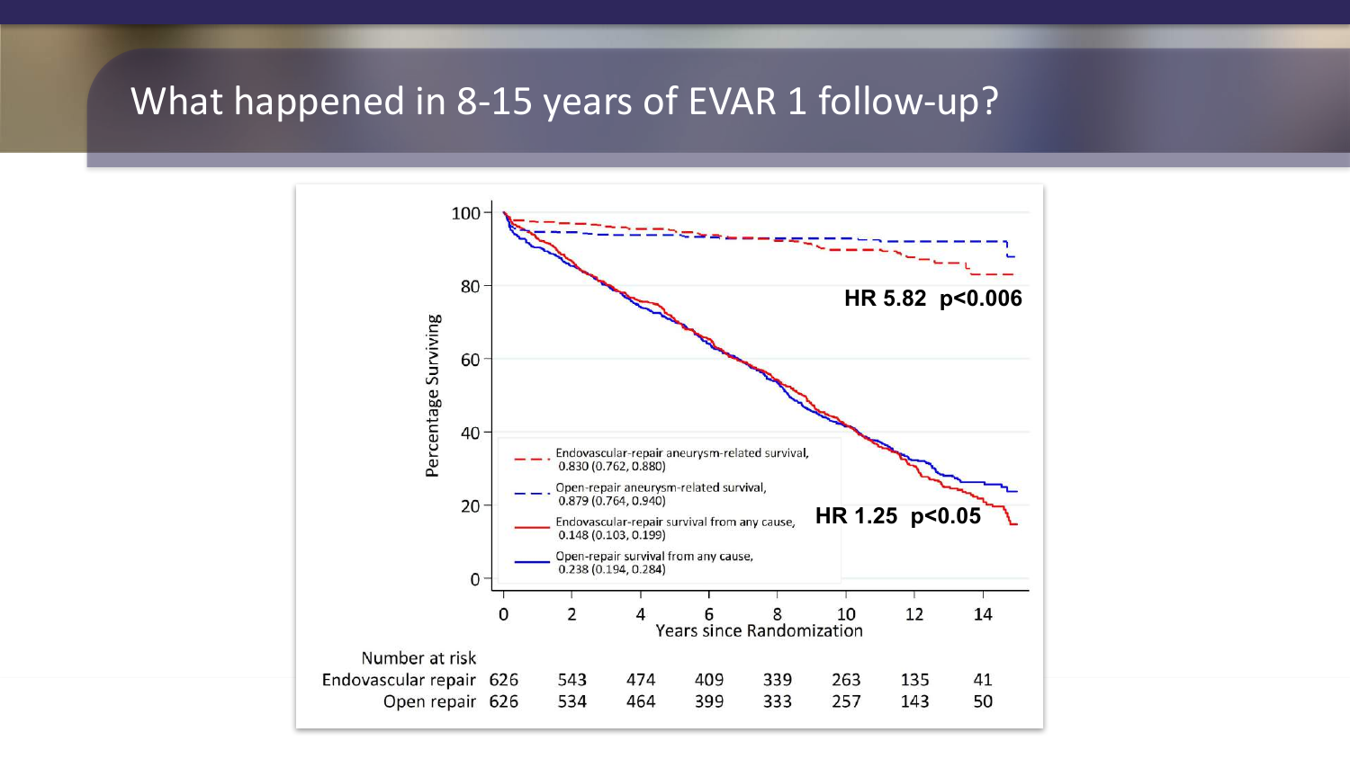# What happened in 8-15 years of EVAR 1 follow-up?

Percentage Surviving

Years since Randomization

- Endovascular-repair aneurysm-related survival, 0.830 (0.762, 0.880)
- Open-repair aneurysm-related survival, 0.879 (0.764, 0.940)
- Endovascular-repair survival from any cause, 0.148 (0.103, 0.199)
- Open-repair survival from any cause, 0.238 (0.194, 0.284)

**HR 5.82 p<0.006**

**HR 1.25 p<0.05**

| Number at risk | 0 | 2 | 4 | 6 | 8 | 10 | 12 | 14 |
|---|---|---|---|---|---|---|---|---|
| Endovascular repair | 626 | 543 | 474 | 409 | 339 | 263 | 135 | 41 |
| Open repair | 626 | 534 | 464 | 399 | 333 | 257 | 143 | 50 |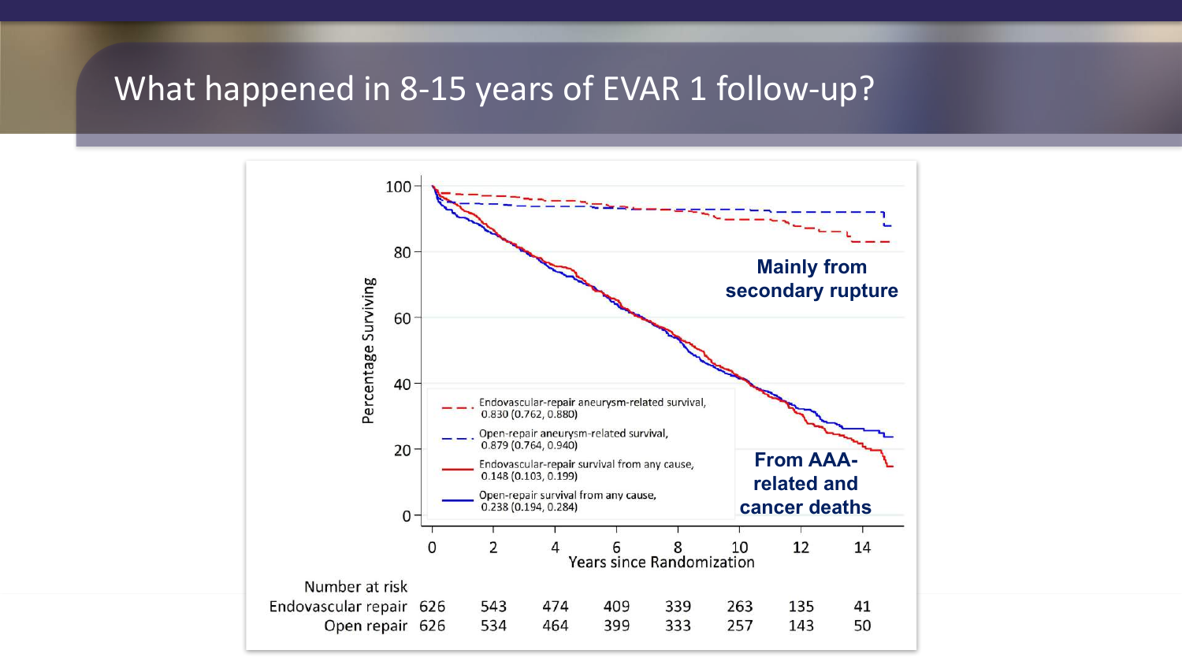# What happened in 8-15 years of EVAR 1 follow-up?

Mainly from secondary rupture

From AAA-related and cancer deaths

- Endovascular-repair aneurysm-related survival, 0.830 (0.762, 0.880)
- Open-repair aneurysm-related survival, 0.879 (0.764, 0.940)
- Endovascular-repair survival from any cause, 0.148 (0.103, 0.199)
- Open-repair survival from any cause, 0.238 (0.194, 0.284)

| Number at risk | 0 | 2 | 4 | 6 | 8 | 10 | 12 | 14 |
|---|---|---|---|---|---|---|---|---|
| Endovascular repair | 626 | 543 | 474 | 409 | 339 | 263 | 135 | 41 |
| Open repair | 626 | 534 | 464 | 399 | 333 | 257 | 143 | 50 |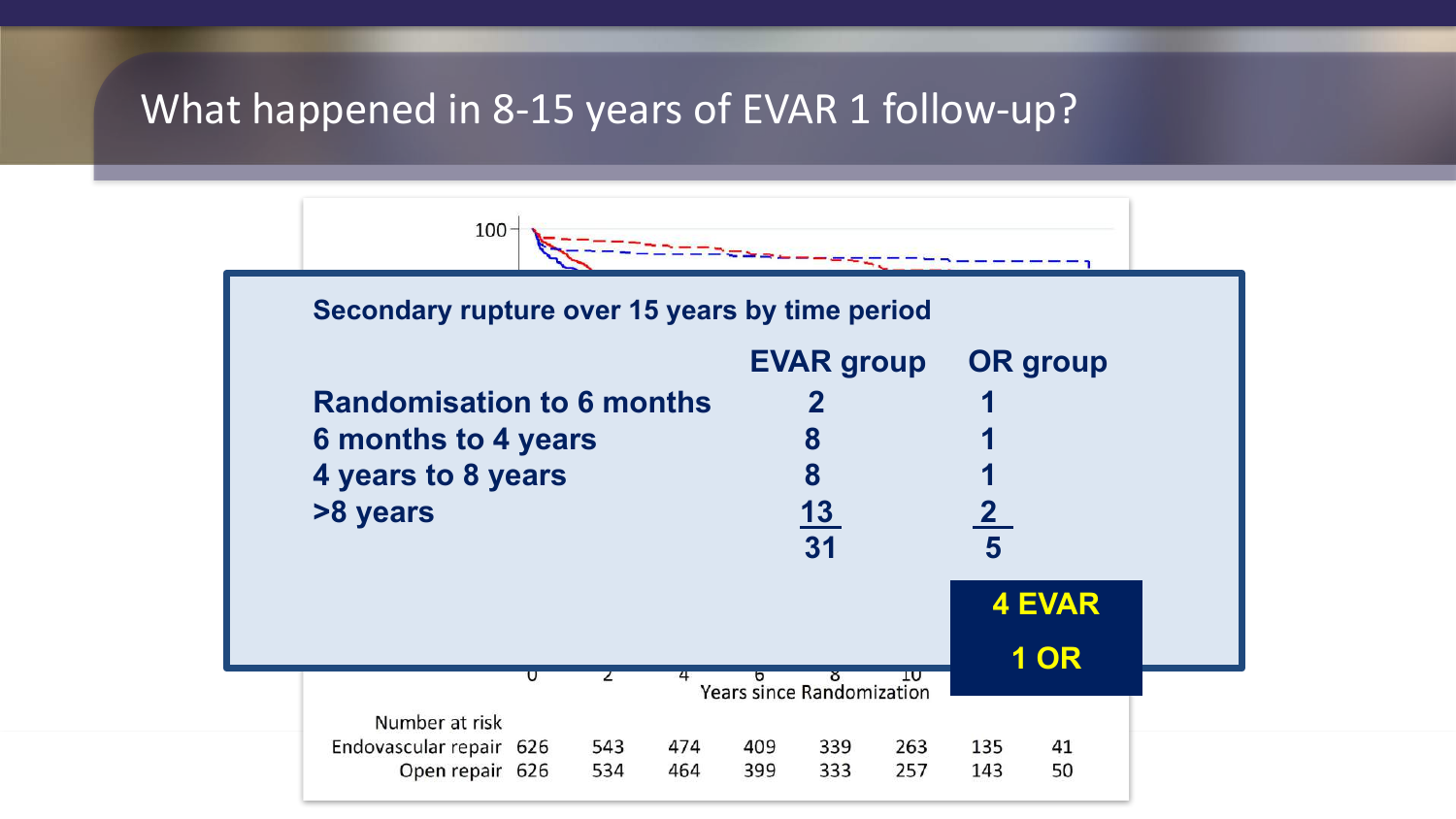# What happened in 8-15 years of EVAR 1 follow-up?

100

**Secondary rupture over 15 years by time period**

| | EVAR group | OR group |
|---|---|---|
| Randomisation to 6 months | 2 | 1 |
| 6 months to 4 years | 8 | 1 |
| 4 years to 8 years | 8 | 1 |
| >8 years | 13 | 2 |
| | 31 | 5 |

**4 EVAR**

**1 OR**

0 2 4 6 8 10

Years since Randomization

| Number at risk | | | | | | | | |
|---|---|---|---|---|---|---|---|---|
| Endovascular repair | 626 | 543 | 474 | 409 | 339 | 263 | 135 | 41 |
| Open repair | 626 | 534 | 464 | 399 | 333 | 257 | 143 | 50 |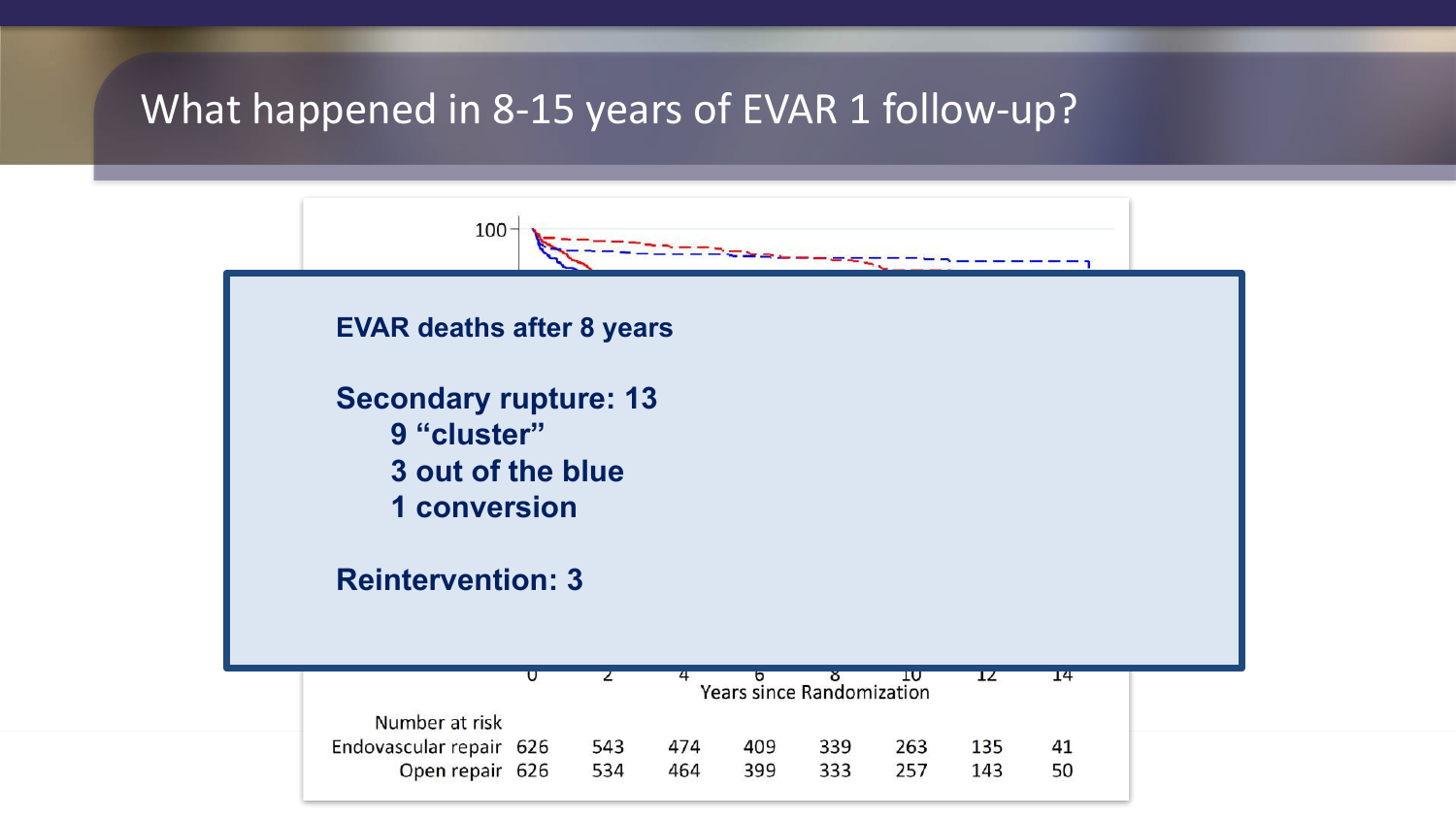# What happened in 8-15 years of EVAR 1 follow-up?

**EVAR deaths after 8 years**

**Secondary rupture: 13**

- **9 "cluster"**
- **3 out of the blue**
- **1 conversion**

**Reintervention: 3**

Years since Randomization

| Number at risk | 0 | 2 | 4 | 6 | 8 | 10 | 12 | 14 |
| --- | --- | --- | --- | --- | --- | --- | --- | --- |
| Endovascular repair | 626 | 543 | 474 | 409 | 339 | 263 | 135 | 41 |
| Open repair | 626 | 534 | 464 | 399 | 333 | 257 | 143 | 50 |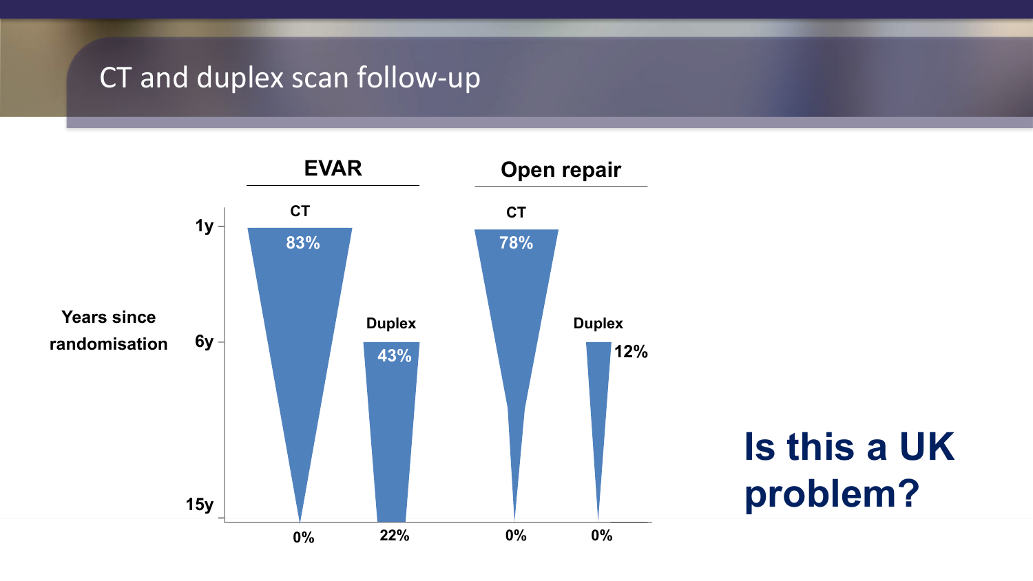# CT and duplex scan follow-up

| | EVAR | | Open repair | |
|---|---|---|---|---|
| Years since randomisation | CT | Duplex | CT | Duplex |
| 1y | 83% | | 78% | |
| 6y | | 43% | | 12% |
| 15y | 0% | 22% | 0% | 0% |

**Is this a UK problem?**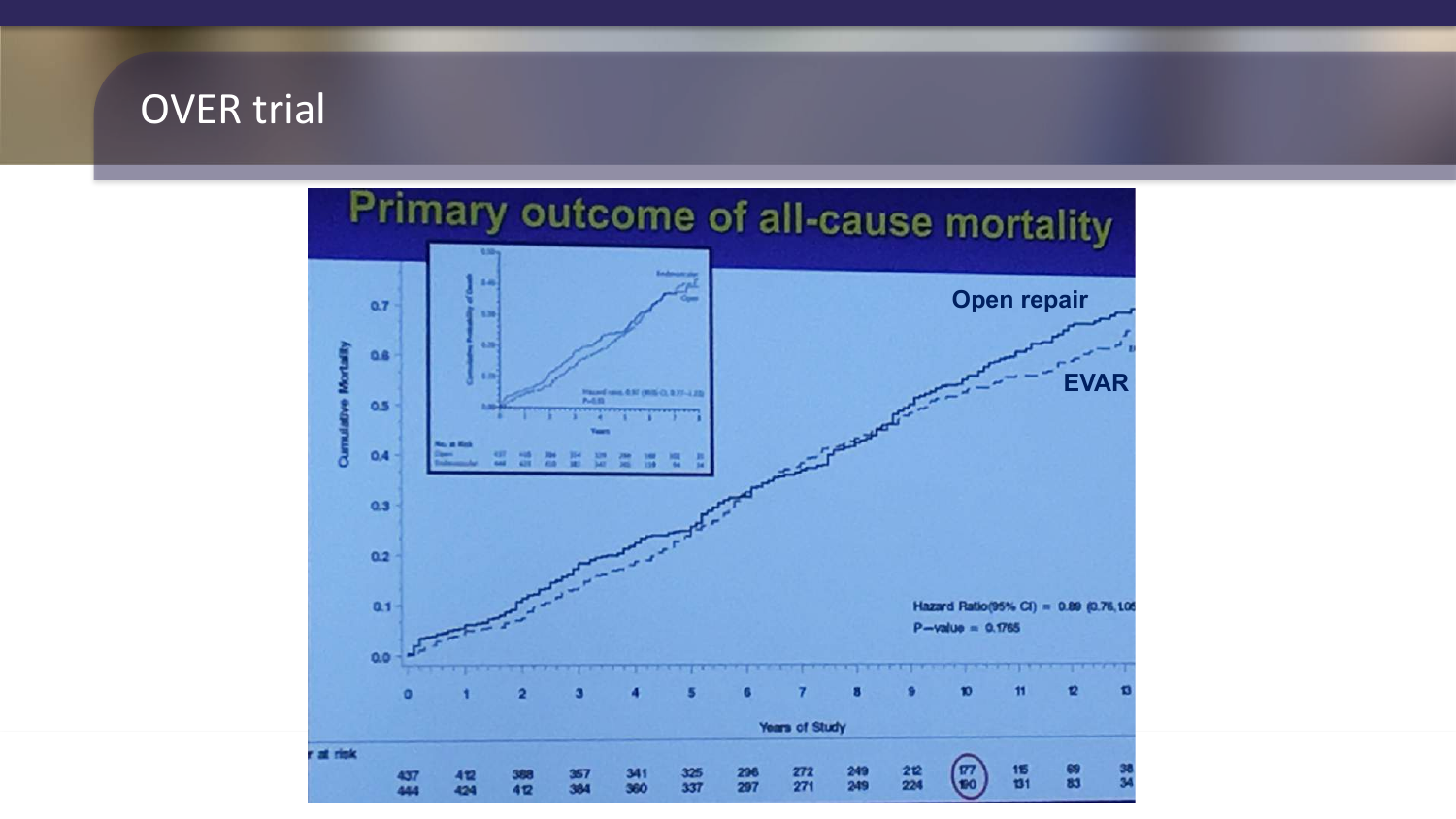# OVER trial

## Primary outcome of all-cause mortality

Open repair

EVAR

Cumulative Mortality

0.7
0.6
0.5
0.4
0.3
0.2
0.1
0.0

Hazard Ratio(95% CI) = 0.89 (0.76,1.05)
P—value = 0.1765

0 1 2 3 4 5 6 7 8 9 10 11 12 13

Years of Study

| at risk | 0 | 1 | 2 | 3 | 4 | 5 | 6 | 7 | 8 | 9 | 10 | 11 | 12 | 13 |
|---|---|---|---|---|---|---|---|---|---|---|---|---|---|---|
| | 437 | 412 | 388 | 357 | 341 | 325 | 296 | 272 | 249 | 212 | 177 | 115 | 69 | 38 |
| | 444 | 424 | 412 | 384 | 360 | 337 | 297 | 271 | 249 | 224 | 190 | 131 | 83 | 34 |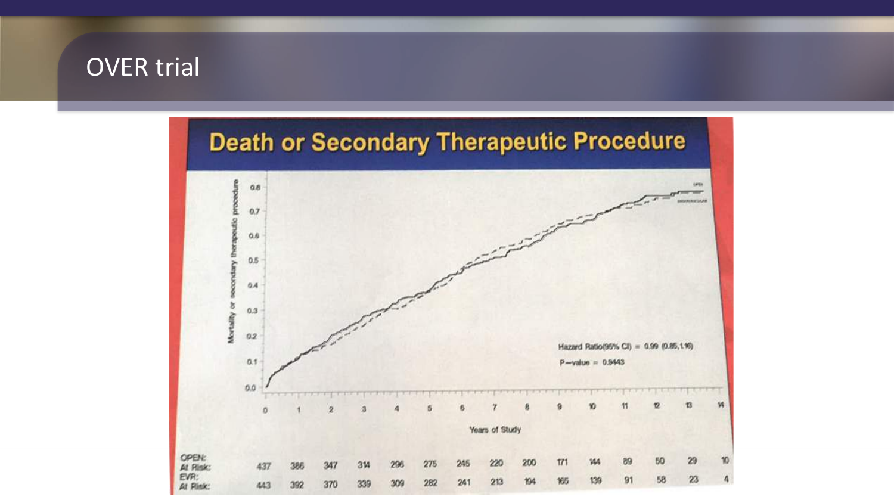# OVER trial

## Death or Secondary Therapeutic Procedure

Mortality or secondary therapeutic procedure

Hazard Ratio(95% CI) = 0.99 (0.85,1.16)

P-value = 0.9443

Years of Study

| | 0 | 1 | 2 | 3 | 4 | 5 | 6 | 7 | 8 | 9 | 10 | 11 | 12 | 13 | 14 |
|---|---|---|---|---|---|---|---|---|---|---|---|---|---|---|---|
| OPEN: At Risk: | 437 | 386 | 347 | 314 | 296 | 275 | 245 | 220 | 200 | 171 | 144 | 89 | 50 | 29 | 10 |
| EVR: At Risk: | 443 | 392 | 370 | 339 | 309 | 282 | 241 | 213 | 194 | 165 | 139 | 91 | 58 | 23 | 4 |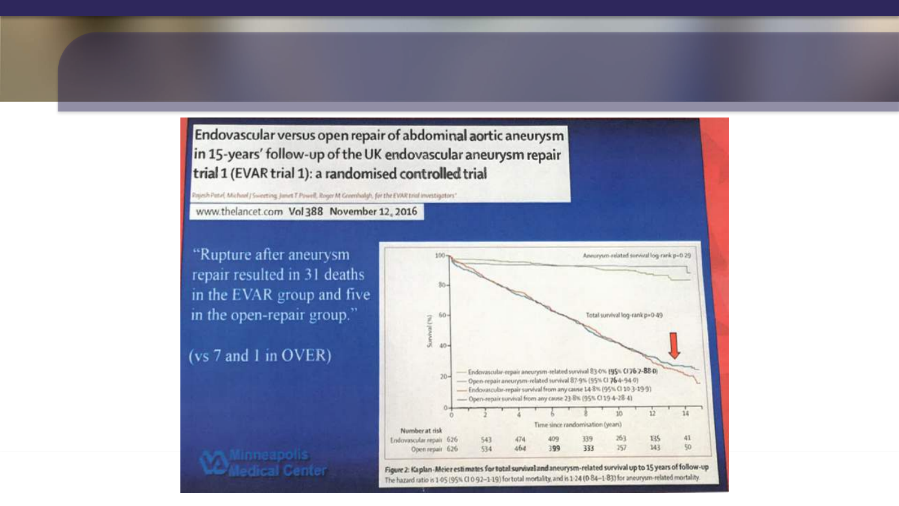# Endovascular versus open repair of abdominal aortic aneurysm in 15-years' follow-up of the UK endovascular aneurysm repair trial 1 (EVAR trial 1): a randomised controlled trial

Rajesh Patel, Michael J Sweeting, Janet T Powell, Roger M Greenhalgh, for the EVAR trial investigators*

www.thelancet.com Vol 388 November 12, 2016

"Rupture after aneurysm repair resulted in 31 deaths in the EVAR group and five in the open-repair group."

(vs 7 and 1 in OVER)

Aneurysm-related survival log-rank p=0·29

Total survival log-rank p=0·49

- Endovascular-repair aneurysm-related survival 83·0% (95% CI 76·2–88·0)
- Open-repair aneurysm-related survival 87·9% (95% CI 76·4–94·0)
- Endovascular-repair survival from any cause 14·8% (95% CI 10·3–19·9)
- Open-repair survival from any cause 23·8% (95% CI 19·4–28·4)

Time since randomisation (years)

| Number at risk | 0 | 2 | 4 | 6 | 8 | 10 | 12 | 14 |
|---|---|---|---|---|---|---|---|---|
| Endovascular repair | 626 | 543 | 474 | 409 | 339 | 263 | 135 | 41 |
| Open repair | 626 | 534 | 464 | 399 | 333 | 257 | 143 | 50 |

Figure 2: Kaplan-Meier estimates for total survival and aneurysm-related survival up to 15 years of follow-up

The hazard ratio is 1·05 (95% CI 0·92–1·19) for total mortality, and is 1·24 (0·84–1·83) for aneurysm-related mortality

Minneapolis Medical Center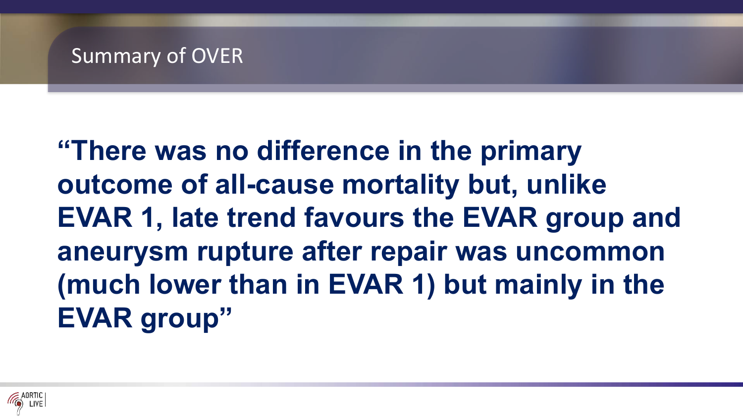# Summary of OVER

**"There was no difference in the primary outcome of all-cause mortality but, unlike EVAR 1, late trend favours the EVAR group and aneurysm rupture after repair was uncommon (much lower than in EVAR 1) but mainly in the EVAR group"**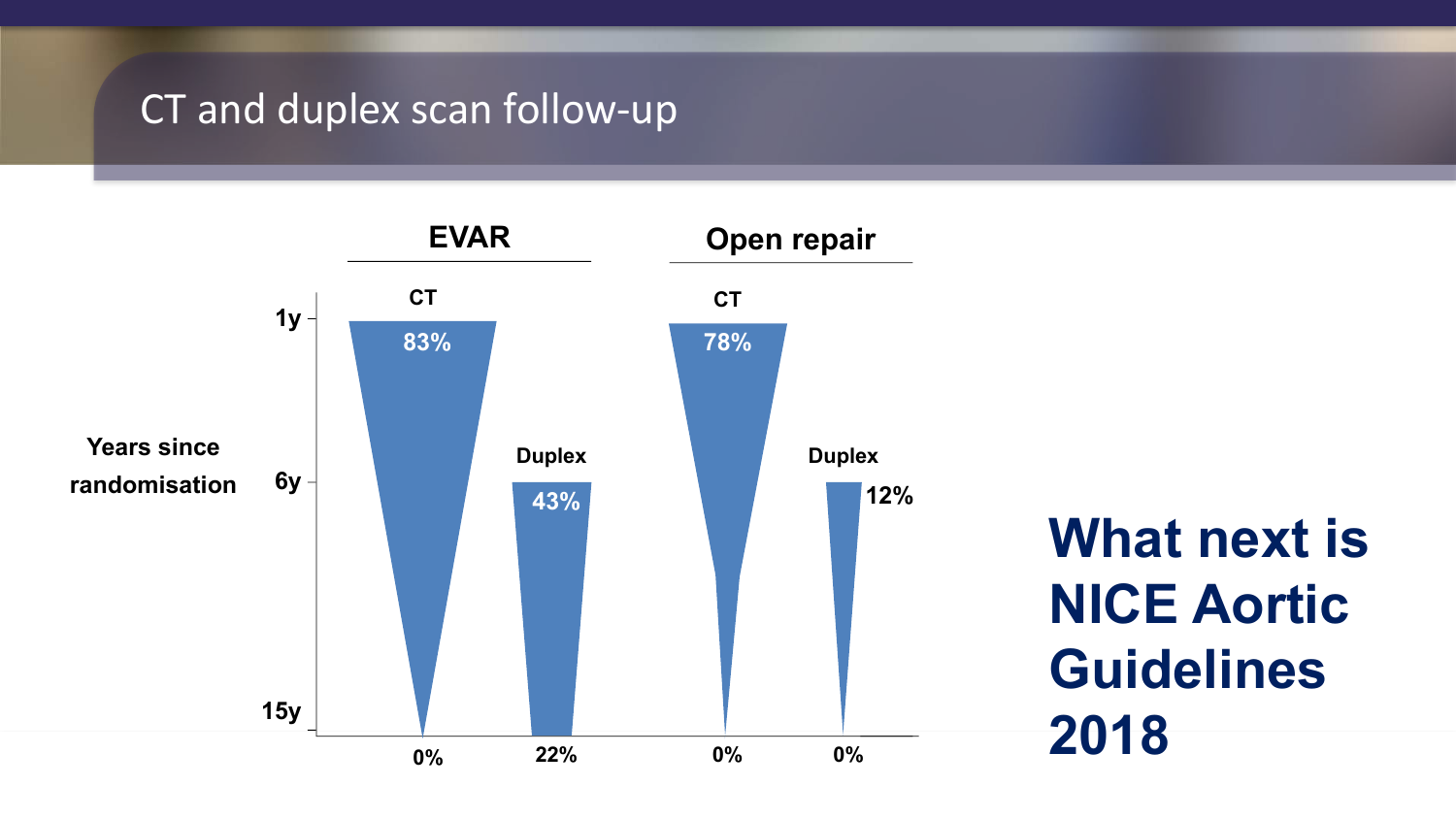# CT and duplex scan follow-up

| Years since randomisation | EVAR – CT | EVAR – Duplex | Open repair – CT | Open repair – Duplex |
| --- | --- | --- | --- | --- |
| 1y | 83% | | 78% | |
| 6y | | 43% | | 12% |
| 15y | 0% | 22% | 0% | 0% |

**What next is NICE Aortic Guidelines 2018**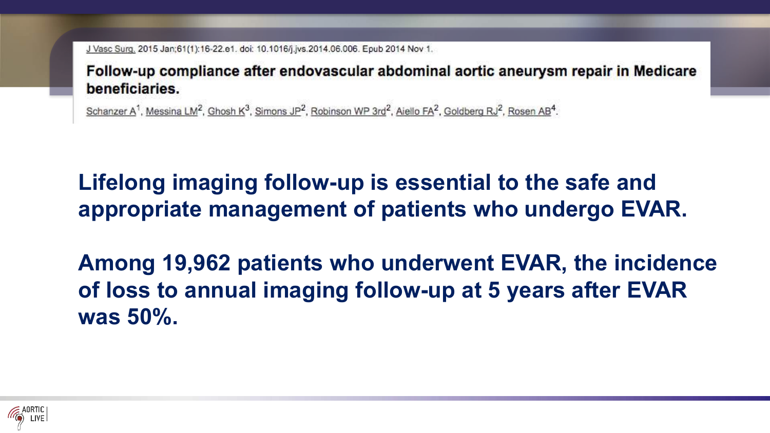J Vasc Surg. 2015 Jan;61(1):16-22.e1. doi: 10.1016/j.jvs.2014.06.006. Epub 2014 Nov 1.

**Follow-up compliance after endovascular abdominal aortic aneurysm repair in Medicare beneficiaries.**

Schanzer A[1], Messina LM[2], Ghosh K[3], Simons JP[2], Robinson WP 3rd[2], Aiello FA[2], Goldberg RJ[2], Rosen AB[4].

**Lifelong imaging follow-up is essential to the safe and appropriate management of patients who undergo EVAR.**

**Among 19,962 patients who underwent EVAR, the incidence of loss to annual imaging follow-up at 5 years after EVAR was 50%.**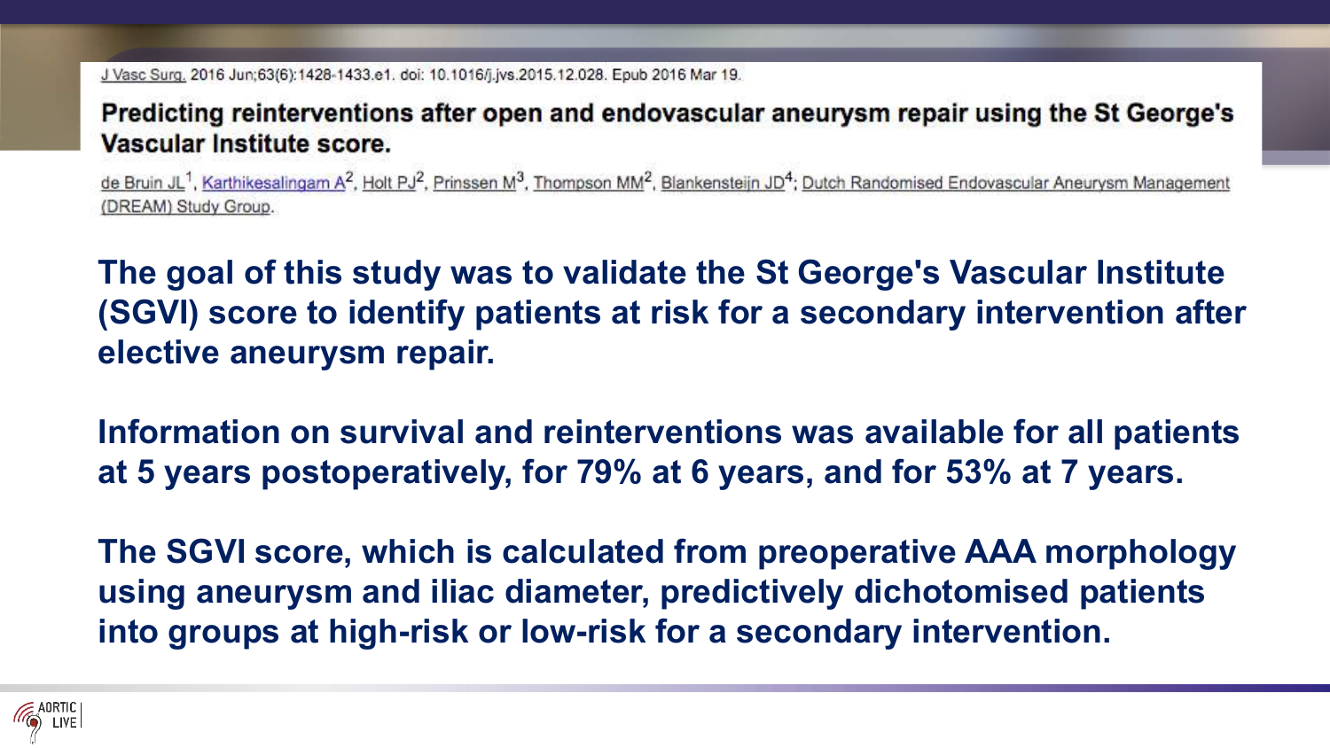J Vasc Surg. 2016 Jun;63(6):1428-1433.e1. doi: 10.1016/j.jvs.2015.12.028. Epub 2016 Mar 19.

## Predicting reinterventions after open and endovascular aneurysm repair using the St George's Vascular Institute score.

de Bruin JL[1], Karthikesalingam A[2], Holt PJ[2], Prinssen M[3], Thompson MM[2], Blankensteijn JD[4]; Dutch Randomised Endovascular Aneurysm Management (DREAM) Study Group.

**The goal of this study was to validate the St George's Vascular Institute (SGVI) score to identify patients at risk for a secondary intervention after elective aneurysm repair.**

**Information on survival and reinterventions was available for all patients at 5 years postoperatively, for 79% at 6 years, and for 53% at 7 years.**

**The SGVI score, which is calculated from preoperative AAA morphology using aneurysm and iliac diameter, predictively dichotomised patients into groups at high-risk or low-risk for a secondary intervention.**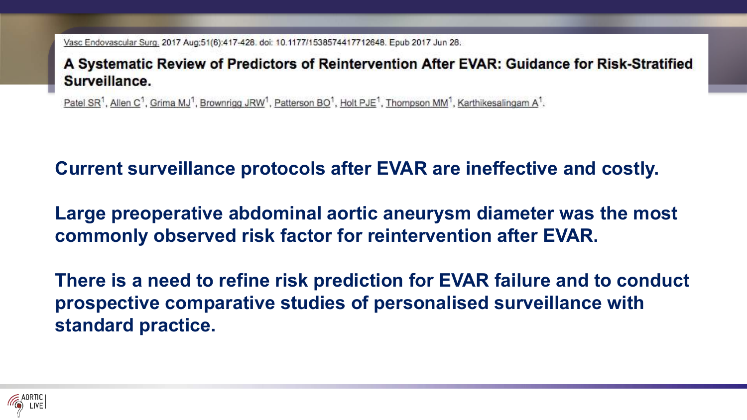Vasc Endovascular Surg. 2017 Aug;51(6):417-428. doi: 10.1177/1538574417712648. Epub 2017 Jun 28.

## A Systematic Review of Predictors of Reintervention After EVAR: Guidance for Risk-Stratified Surveillance.

Patel SR[1], Allen C[1], Grima MJ[1], Brownrigg JRW[1], Patterson BO[1], Holt PJE[1], Thompson MM[1], Karthikesalingam A[1].

**Current surveillance protocols after EVAR are ineffective and costly.**

**Large preoperative abdominal aortic aneurysm diameter was the most commonly observed risk factor for reintervention after EVAR.**

**There is a need to refine risk prediction for EVAR failure and to conduct prospective comparative studies of personalised surveillance with standard practice.**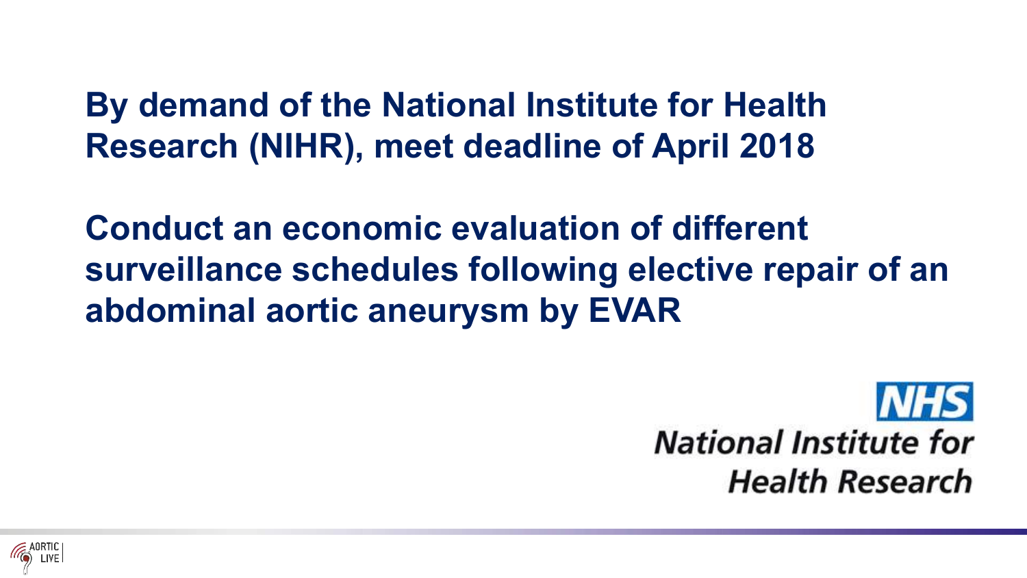**By demand of the National Institute for Health Research (NIHR), meet deadline of April 2018**

**Conduct an economic evaluation of different surveillance schedules following elective repair of an abdominal aortic aneurysm by EVAR**

NHS
National Institute for Health Research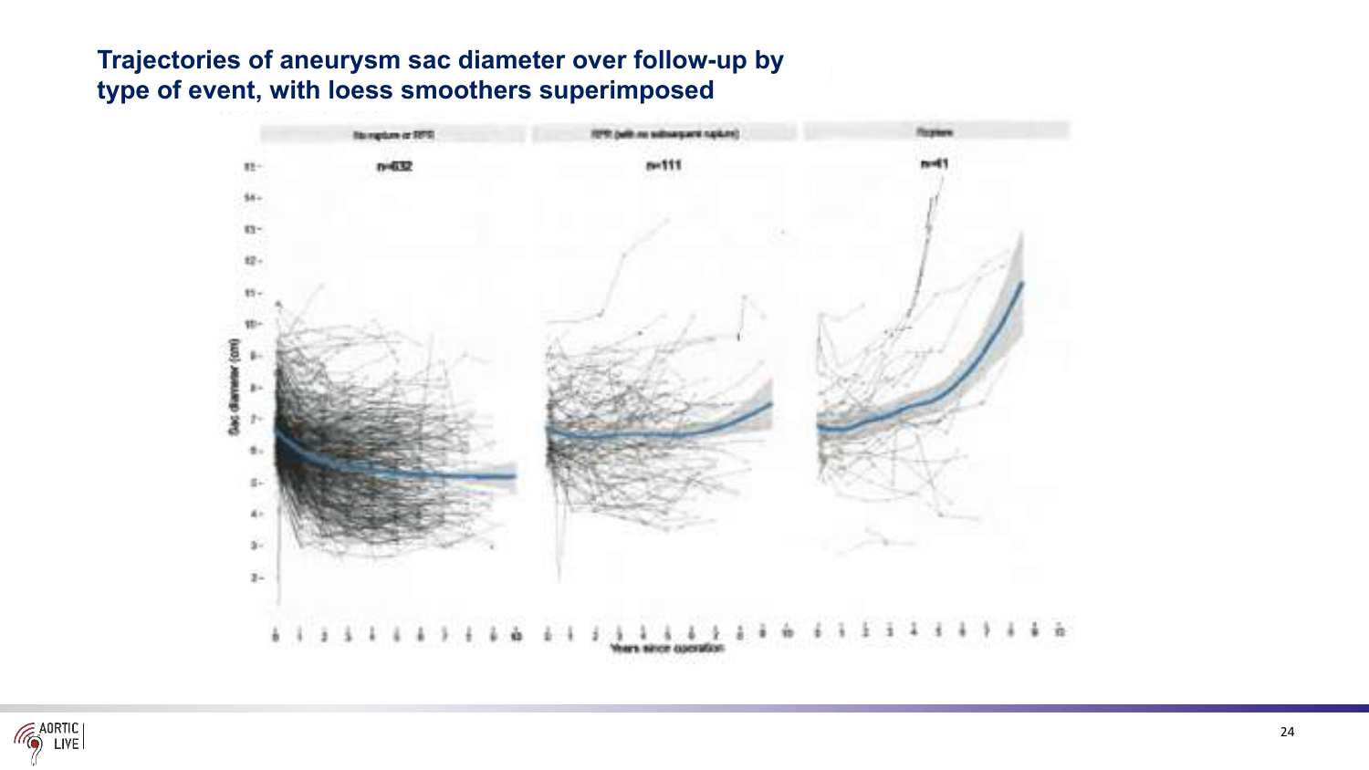## Trajectories of aneurysm sac diameter over follow-up by type of event, with loess smoothers superimposed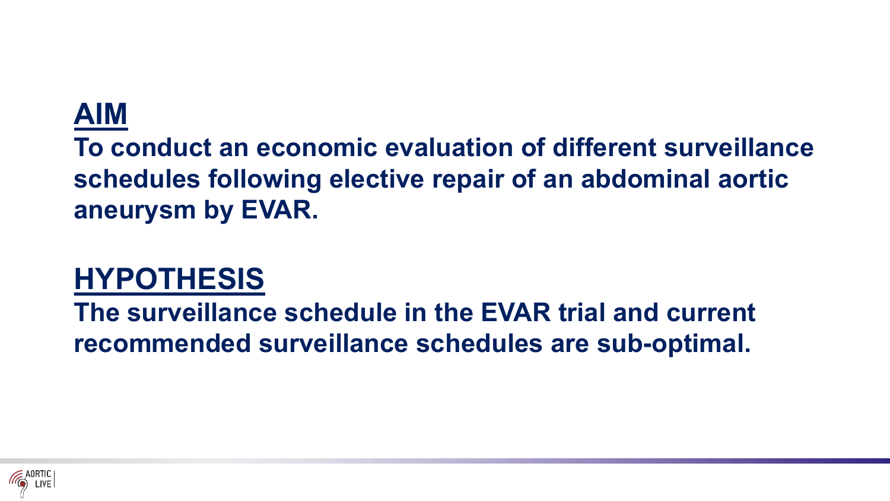## AIM

**To conduct an economic evaluation of different surveillance schedules following elective repair of an abdominal aortic aneurysm by EVAR.**

## HYPOTHESIS

**The surveillance schedule in the EVAR trial and current recommended surveillance schedules are sub-optimal.**